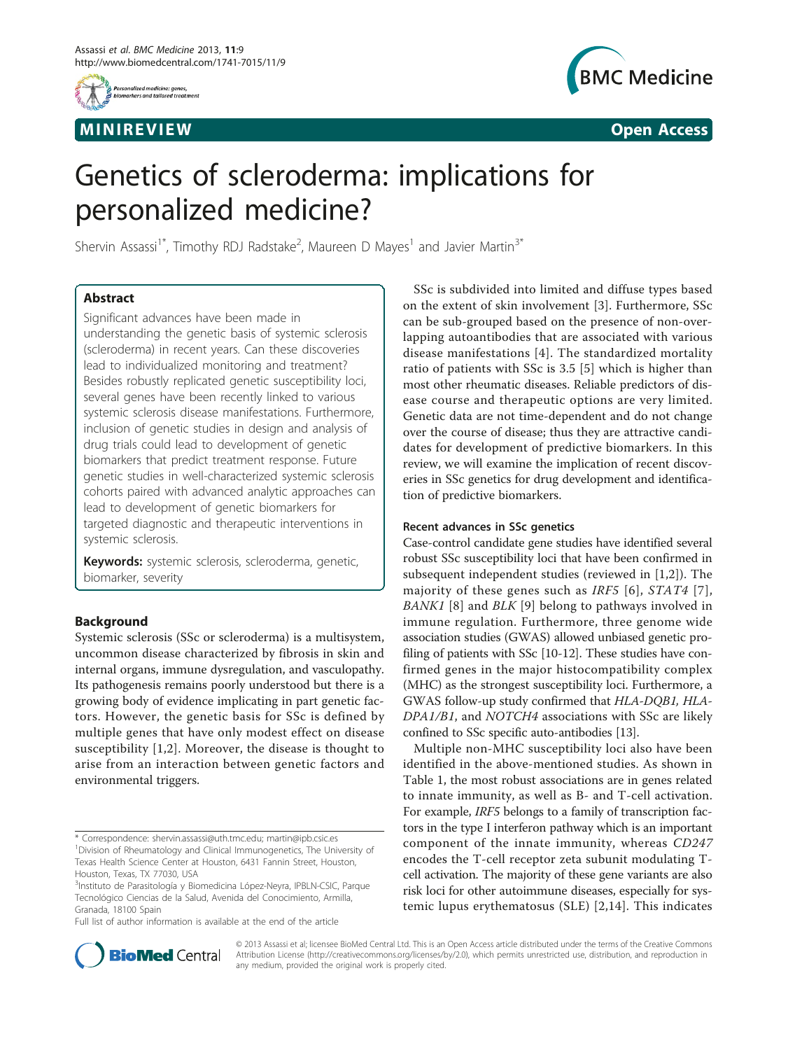MINIREVIEW **Open Access**

# Genetics of scleroderma: implications for personalized medicine?

Shervin Assassi[1*], Timothy RDJ Radstake[2], Maureen D Mayes[1] and Javier Martin[3*]

## Abstract

Significant advances have been made in understanding the genetic basis of systemic sclerosis (scleroderma) in recent years. Can these discoveries lead to individualized monitoring and treatment? Besides robustly replicated genetic susceptibility loci, several genes have been recently linked to various systemic sclerosis disease manifestations. Furthermore, inclusion of genetic studies in design and analysis of drug trials could lead to development of genetic biomarkers that predict treatment response. Future genetic studies in well-characterized systemic sclerosis cohorts paired with advanced analytic approaches can lead to development of genetic biomarkers for targeted diagnostic and therapeutic interventions in systemic sclerosis.

**Keywords:** systemic sclerosis, scleroderma, genetic, biomarker, severity

## Background

Systemic sclerosis (SSc or scleroderma) is a multisystem, uncommon disease characterized by fibrosis in skin and internal organs, immune dysregulation, and vasculopathy. Its pathogenesis remains poorly understood but there is a growing body of evidence implicating in part genetic factors. However, the genetic basis for SSc is defined by multiple genes that have only modest effect on disease susceptibility [1,2]. Moreover, the disease is thought to arise from an interaction between genetic factors and environmental triggers.

SSc is subdivided into limited and diffuse types based on the extent of skin involvement [3]. Furthermore, SSc can be sub-grouped based on the presence of non-overlapping autoantibodies that are associated with various disease manifestations [4]. The standardized mortality ratio of patients with SSc is 3.5 [5] which is higher than most other rheumatic diseases. Reliable predictors of disease course and therapeutic options are very limited. Genetic data are not time-dependent and do not change over the course of disease; thus they are attractive candidates for development of predictive biomarkers. In this review, we will examine the implication of recent discoveries in SSc genetics for drug development and identification of predictive biomarkers.

### Recent advances in SSc genetics

Case-control candidate gene studies have identified several robust SSc susceptibility loci that have been confirmed in subsequent independent studies (reviewed in [1,2]). The majority of these genes such as *IRF5* [6], *STAT4* [7], *BANK1* [8] and *BLK* [9] belong to pathways involved in immune regulation. Furthermore, three genome wide association studies (GWAS) allowed unbiased genetic profiling of patients with SSc [10-12]. These studies have confirmed genes in the major histocompatibility complex (MHC) as the strongest susceptibility loci. Furthermore, a GWAS follow-up study confirmed that *HLA-DQB1, HLA-DPA1/B1*, and *NOTCH4* associations with SSc are likely confined to SSc specific auto-antibodies [13].

Multiple non-MHC susceptibility loci also have been identified in the above-mentioned studies. As shown in Table 1, the most robust associations are in genes related to innate immunity, as well as B- and T-cell activation. For example, *IRF5* belongs to a family of transcription factors in the type I interferon pathway which is an important component of the innate immunity, whereas *CD247* encodes the T-cell receptor zeta subunit modulating T-cell activation. The majority of these gene variants are also risk loci for other autoimmune diseases, especially for systemic lupus erythematosus (SLE) [2,14]. This indicates

\* Correspondence: shervin.assassi@uth.tmc.edu; martin@ipb.csic.es
[1]Division of Rheumatology and Clinical Immunogenetics, The University of Texas Health Science Center at Houston, 6431 Fannin Street, Houston, Houston, Texas, TX 77030, USA
[3]Instituto de Parasitología y Biomedicina López-Neyra, IPBLN-CSIC, Parque Tecnológico Ciencias de la Salud, Avenida del Conocimiento, Armilla, Granada, 18100 Spain
Full list of author information is available at the end of the article

© 2013 Assassi et al; licensee BioMed Central Ltd. This is an Open Access article distributed under the terms of the Creative Commons Attribution License (http://creativecommons.org/licenses/by/2.0), which permits unrestricted use, distribution, and reproduction in any medium, provided the original work is properly cited.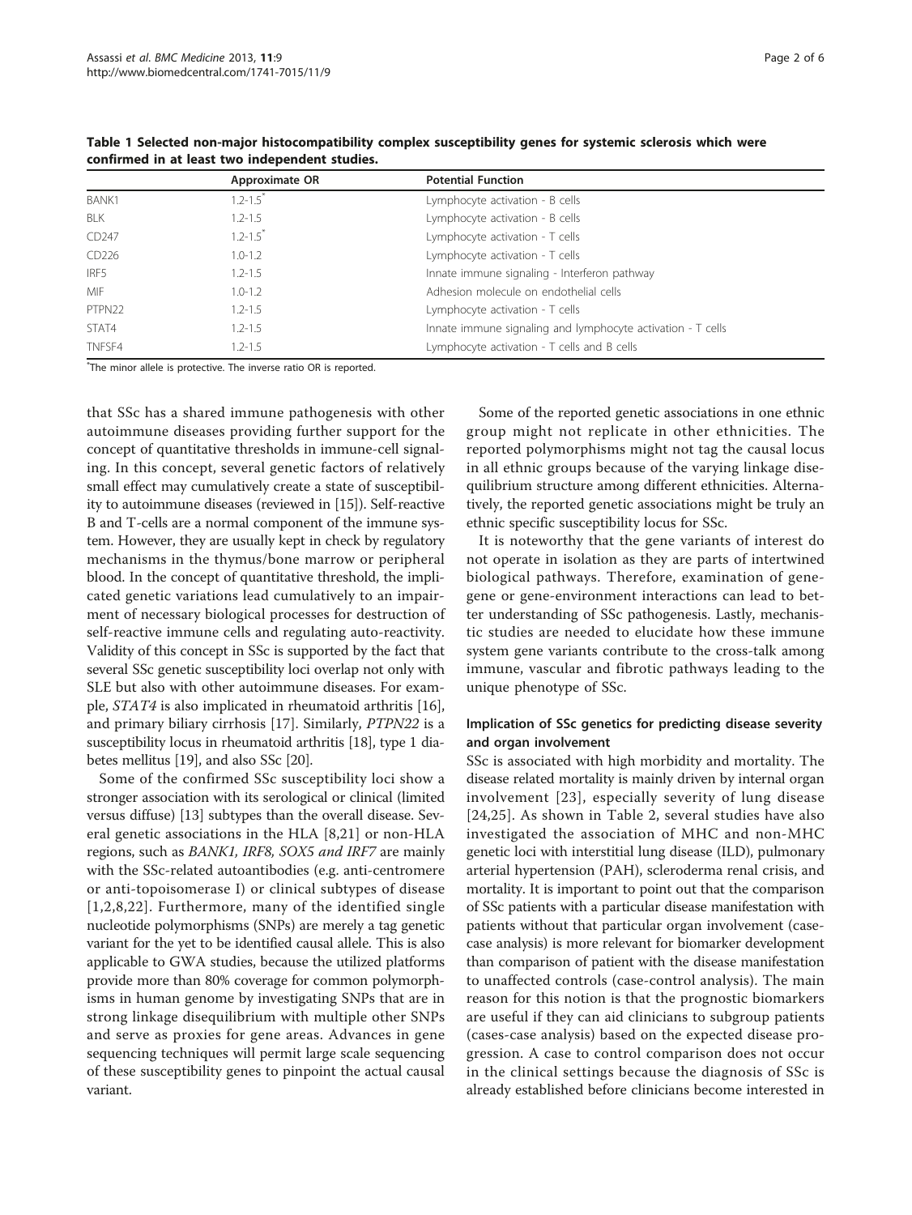**Table 1 Selected non-major histocompatibility complex susceptibility genes for systemic sclerosis which were confirmed in at least two independent studies.**

| | Approximate OR | Potential Function |
|---|---|---|
| BANK1 | 1.2-1.5* | Lymphocyte activation - B cells |
| BLK | 1.2-1.5 | Lymphocyte activation - B cells |
| CD247 | 1.2-1.5* | Lymphocyte activation - T cells |
| CD226 | 1.0-1.2 | Lymphocyte activation - T cells |
| IRF5 | 1.2-1.5 | Innate immune signaling - Interferon pathway |
| MIF | 1.0-1.2 | Adhesion molecule on endothelial cells |
| PTPN22 | 1.2-1.5 | Lymphocyte activation - T cells |
| STAT4 | 1.2-1.5 | Innate immune signaling and lymphocyte activation - T cells |
| TNFSF4 | 1.2-1.5 | Lymphocyte activation - T cells and B cells |

*The minor allele is protective. The inverse ratio OR is reported.

that SSc has a shared immune pathogenesis with other autoimmune diseases providing further support for the concept of quantitative thresholds in immune-cell signaling. In this concept, several genetic factors of relatively small effect may cumulatively create a state of susceptibility to autoimmune diseases (reviewed in [15]). Self-reactive B and T-cells are a normal component of the immune system. However, they are usually kept in check by regulatory mechanisms in the thymus/bone marrow or peripheral blood. In the concept of quantitative threshold, the implicated genetic variations lead cumulatively to an impairment of necessary biological processes for destruction of self-reactive immune cells and regulating auto-reactivity. Validity of this concept in SSc is supported by the fact that several SSc genetic susceptibility loci overlap not only with SLE but also with other autoimmune diseases. For example, *STAT4* is also implicated in rheumatoid arthritis [16], and primary biliary cirrhosis [17]. Similarly, *PTPN22* is a susceptibility locus in rheumatoid arthritis [18], type 1 diabetes mellitus [19], and also SSc [20].

Some of the confirmed SSc susceptibility loci show a stronger association with its serological or clinical (limited versus diffuse) [13] subtypes than the overall disease. Several genetic associations in the HLA [8,21] or non-HLA regions, such as *BANK1, IRF8, SOX5 and IRF7* are mainly with the SSc-related autoantibodies (e.g. anti-centromere or anti-topoisomerase I) or clinical subtypes of disease [1,2,8,22]. Furthermore, many of the identified single nucleotide polymorphisms (SNPs) are merely a tag genetic variant for the yet to be identified causal allele. This is also applicable to GWA studies, because the utilized platforms provide more than 80% coverage for common polymorphisms in human genome by investigating SNPs that are in strong linkage disequilibrium with multiple other SNPs and serve as proxies for gene areas. Advances in gene sequencing techniques will permit large scale sequencing of these susceptibility genes to pinpoint the actual causal variant.

Some of the reported genetic associations in one ethnic group might not replicate in other ethnicities. The reported polymorphisms might not tag the causal locus in all ethnic groups because of the varying linkage disequilibrium structure among different ethnicities. Alternatively, the reported genetic associations might be truly an ethnic specific susceptibility locus for SSc.

It is noteworthy that the gene variants of interest do not operate in isolation as they are parts of intertwined biological pathways. Therefore, examination of gene-gene or gene-environment interactions can lead to better understanding of SSc pathogenesis. Lastly, mechanistic studies are needed to elucidate how these immune system gene variants contribute to the cross-talk among immune, vascular and fibrotic pathways leading to the unique phenotype of SSc.

### Implication of SSc genetics for predicting disease severity and organ involvement

SSc is associated with high morbidity and mortality. The disease related mortality is mainly driven by internal organ involvement [23], especially severity of lung disease [24,25]. As shown in Table 2, several studies have also investigated the association of MHC and non-MHC genetic loci with interstitial lung disease (ILD), pulmonary arterial hypertension (PAH), scleroderma renal crisis, and mortality. It is important to point out that the comparison of SSc patients with a particular disease manifestation with patients without that particular organ involvement (case-case analysis) is more relevant for biomarker development than comparison of patient with the disease manifestation to unaffected controls (case-control analysis). The main reason for this notion is that the prognostic biomarkers are useful if they can aid clinicians to subgroup patients (cases-case analysis) based on the expected disease progression. A case to control comparison does not occur in the clinical settings because the diagnosis of SSc is already established before clinicians become interested in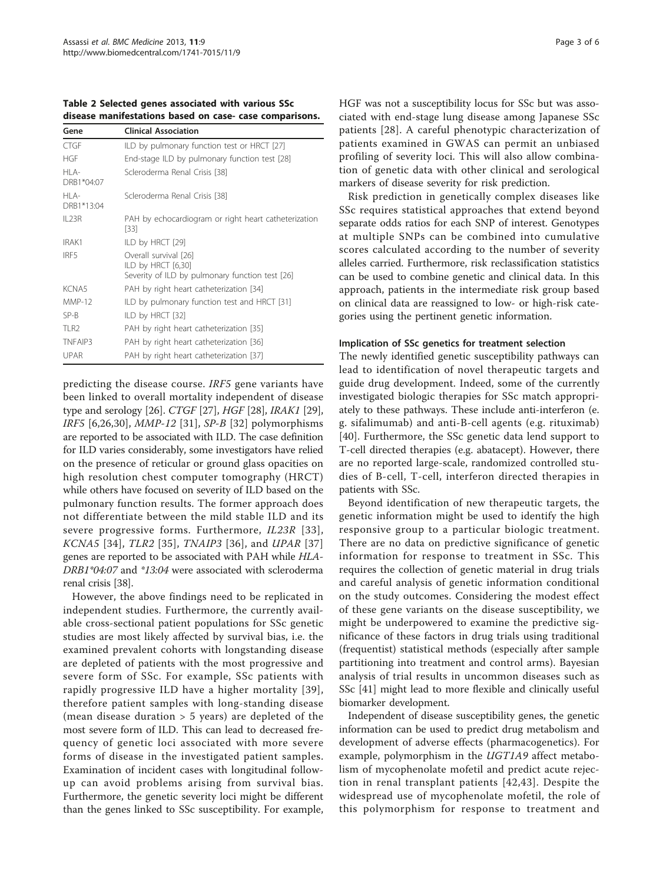**Table 2 Selected genes associated with various SSc disease manifestations based on case- case comparisons.**

| Gene | Clinical Association |
|---|---|
| CTGF | ILD by pulmonary function test or HRCT [27] |
| HGF | End-stage ILD by pulmonary function test [28] |
| HLA-DRB1*04:07 | Scleroderma Renal Crisis [38] |
| HLA-DRB1*13:04 | Scleroderma Renal Crisis [38] |
| IL23R | PAH by echocardiogram or right heart catheterization [33] |
| IRAK1 | ILD by HRCT [29] |
| IRF5 | Overall survival [26]<br>ILD by HRCT [6,30]<br>Severity of ILD by pulmonary function test [26] |
| KCNA5 | PAH by right heart catheterization [34] |
| MMP-12 | ILD by pulmonary function test and HRCT [31] |
| SP-B | ILD by HRCT [32] |
| TLR2 | PAH by right heart catheterization [35] |
| TNFAIP3 | PAH by right heart catheterization [36] |
| UPAR | PAH by right heart catheterization [37] |

predicting the disease course. *IRF5* gene variants have been linked to overall mortality independent of disease type and serology [26]. *CTGF* [27], *HGF* [28], *IRAK1* [29], *IRF5* [6,26,30], *MMP-12* [31], *SP-B* [32] polymorphisms are reported to be associated with ILD. The case definition for ILD varies considerably, some investigators have relied on the presence of reticular or ground glass opacities on high resolution chest computer tomography (HRCT) while others have focused on severity of ILD based on the pulmonary function results. The former approach does not differentiate between the mild stable ILD and its severe progressive forms. Furthermore, *IL23R* [33], *KCNA5* [34], *TLR2* [35], *TNAIP3* [36], and *UPAR* [37] genes are reported to be associated with PAH while *HLA-DRB1*04:07* and **13:04* were associated with scleroderma renal crisis [38].

However, the above findings need to be replicated in independent studies. Furthermore, the currently available cross-sectional patient populations for SSc genetic studies are most likely affected by survival bias, i.e. the examined prevalent cohorts with longstanding disease are depleted of patients with the most progressive and severe form of SSc. For example, SSc patients with rapidly progressive ILD have a higher mortality [39], therefore patient samples with long-standing disease (mean disease duration > 5 years) are depleted of the most severe form of ILD. This can lead to decreased frequency of genetic loci associated with more severe forms of disease in the investigated patient samples. Examination of incident cases with longitudinal follow-up can avoid problems arising from survival bias. Furthermore, the genetic severity loci might be different than the genes linked to SSc susceptibility. For example, HGF was not a susceptibility locus for SSc but was associated with end-stage lung disease among Japanese SSc patients [28]. A careful phenotypic characterization of patients examined in GWAS can permit an unbiased profiling of severity loci. This will also allow combination of genetic data with other clinical and serological markers of disease severity for risk prediction.

Risk prediction in genetically complex diseases like SSc requires statistical approaches that extend beyond separate odds ratios for each SNP of interest. Genotypes at multiple SNPs can be combined into cumulative scores calculated according to the number of severity alleles carried. Furthermore, risk reclassification statistics can be used to combine genetic and clinical data. In this approach, patients in the intermediate risk group based on clinical data are reassigned to low- or high-risk categories using the pertinent genetic information.

#### Implication of SSc genetics for treatment selection

The newly identified genetic susceptibility pathways can lead to identification of novel therapeutic targets and guide drug development. Indeed, some of the currently investigated biologic therapies for SSc match appropriately to these pathways. These include anti-interferon (e.g. sifalimumab) and anti-B-cell agents (e.g. rituximab) [40]. Furthermore, the SSc genetic data lend support to T-cell directed therapies (e.g. abatacept). However, there are no reported large-scale, randomized controlled studies of B-cell, T-cell, interferon directed therapies in patients with SSc.

Beyond identification of new therapeutic targets, the genetic information might be used to identify the high responsive group to a particular biologic treatment. There are no data on predictive significance of genetic information for response to treatment in SSc. This requires the collection of genetic material in drug trials and careful analysis of genetic information conditional on the study outcomes. Considering the modest effect of these gene variants on the disease susceptibility, we might be underpowered to examine the predictive significance of these factors in drug trials using traditional (frequentist) statistical methods (especially after sample partitioning into treatment and control arms). Bayesian analysis of trial results in uncommon diseases such as SSc [41] might lead to more flexible and clinically useful biomarker development.

Independent of disease susceptibility genes, the genetic information can be used to predict drug metabolism and development of adverse effects (pharmacogenetics). For example, polymorphism in the *UGT1A9* affect metabolism of mycophenolate mofetil and predict acute rejection in renal transplant patients [42,43]. Despite the widespread use of mycophenolate mofetil, the role of this polymorphism for response to treatment and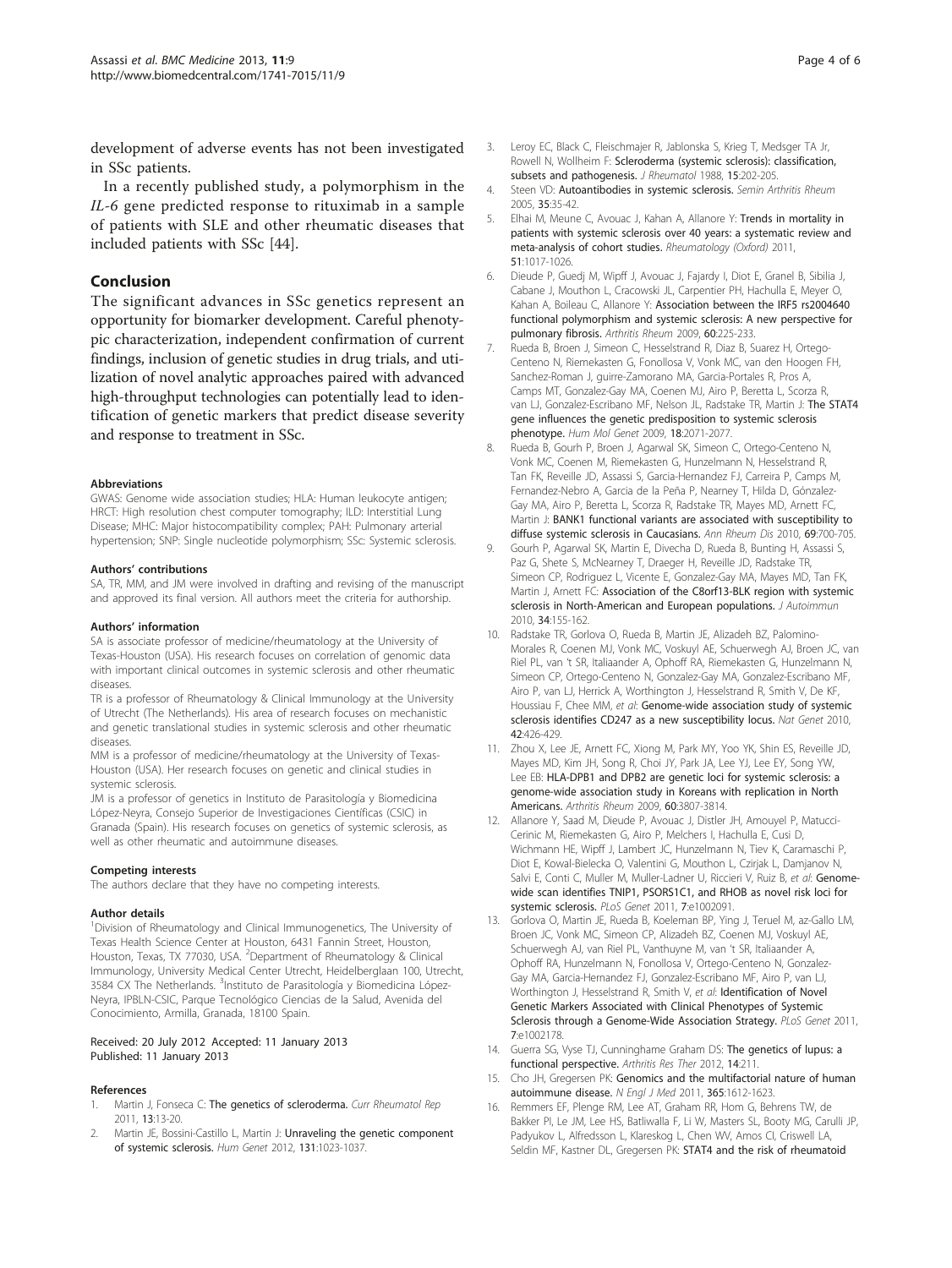development of adverse events has not been investigated in SSc patients.

In a recently published study, a polymorphism in the *IL-6* gene predicted response to rituximab in a sample of patients with SLE and other rheumatic diseases that included patients with SSc [44].

## Conclusion

The significant advances in SSc genetics represent an opportunity for biomarker development. Careful phenotypic characterization, independent confirmation of current findings, inclusion of genetic studies in drug trials, and utilization of novel analytic approaches paired with advanced high-throughput technologies can potentially lead to identification of genetic markers that predict disease severity and response to treatment in SSc.

#### Abbreviations

GWAS: Genome wide association studies; HLA: Human leukocyte antigen; HRCT: High resolution chest computer tomography; ILD: Interstitial Lung Disease; MHC: Major histocompatibility complex; PAH: Pulmonary arterial hypertension; SNP: Single nucleotide polymorphism; SSc: Systemic sclerosis.

#### Authors' contributions

SA, TR, MM, and JM were involved in drafting and revising of the manuscript and approved its final version. All authors meet the criteria for authorship.

#### Authors' information

SA is associate professor of medicine/rheumatology at the University of Texas-Houston (USA). His research focuses on correlation of genomic data with important clinical outcomes in systemic sclerosis and other rheumatic diseases.

TR is a professor of Rheumatology & Clinical Immunology at the University of Utrecht (The Netherlands). His area of research focuses on mechanistic and genetic translational studies in systemic sclerosis and other rheumatic diseases.

MM is a professor of medicine/rheumatology at the University of Texas-Houston (USA). Her research focuses on genetic and clinical studies in systemic sclerosis.

JM is a professor of genetics in Instituto de Parasitología y Biomedicina López-Neyra, Consejo Superior de Investigaciones Científicas (CSIC) in Granada (Spain). His research focuses on genetics of systemic sclerosis, as well as other rheumatic and autoimmune diseases.

#### Competing interests

The authors declare that they have no competing interests.

#### Author details

[1]Division of Rheumatology and Clinical Immunogenetics, The University of Texas Health Science Center at Houston, 6431 Fannin Street, Houston, Houston, Texas, TX 77030, USA. [2]Department of Rheumatology & Clinical Immunology, University Medical Center Utrecht, Heidelberglaan 100, Utrecht, 3584 CX The Netherlands. [3]Instituto de Parasitología y Biomedicina López-Neyra, IPBLN-CSIC, Parque Tecnológico Ciencias de la Salud, Avenida del Conocimiento, Armilla, Granada, 18100 Spain.

Received: 20 July 2012 Accepted: 11 January 2013
Published: 11 January 2013

#### References

1. Martin J, Fonseca C: **The genetics of scleroderma.** *Curr Rheumatol Rep* 2011, **13**:13-20.
2. Martin JE, Bossini-Castillo L, Martin J: **Unraveling the genetic component of systemic sclerosis.** *Hum Genet* 2012, **131**:1023-1037.
3. Leroy EC, Black C, Fleischmajer R, Jablonska S, Krieg T, Medsger TA Jr, Rowell N, Wollheim F: **Scleroderma (systemic sclerosis): classification, subsets and pathogenesis.** *J Rheumatol* 1988, **15**:202-205.
4. Steen VD: **Autoantibodies in systemic sclerosis.** *Semin Arthritis Rheum* 2005, **35**:35-42.
5. Elhai M, Meune C, Avouac J, Kahan A, Allanore Y: **Trends in mortality in patients with systemic sclerosis over 40 years: a systematic review and meta-analysis of cohort studies.** *Rheumatology (Oxford)* 2011, **51**:1017-1026.
6. Dieude P, Guedj M, Wipff J, Avouac J, Fajardy I, Diot E, Granel B, Sibilia J, Cabane J, Mouthon L, Cracowski JL, Carpentier PH, Hachulla E, Meyer O, Kahan A, Boileau C, Allanore Y: **Association between the IRF5 rs2004640 functional polymorphism and systemic sclerosis: A new perspective for pulmonary fibrosis.** *Arthritis Rheum* 2009, **60**:225-233.
7. Rueda B, Broen J, Simeon C, Hesselstrand R, Diaz B, Suarez H, Ortego-Centeno N, Riemekasten G, Fonollosa V, Vonk MC, van den Hoogen FH, Sanchez-Roman J, guirre-Zamorano MA, Garcia-Portales R, Pros A, Camps MT, Gonzalez-Gay MA, Coenen MJ, Airo P, Beretta L, Scorza R, van LJ, Gonzalez-Escribano MF, Nelson JL, Radstake TR, Martin J: **The STAT4 gene influences the genetic predisposition to systemic sclerosis phenotype.** *Hum Mol Genet* 2009, **18**:2071-2077.
8. Rueda B, Gourh P, Broen J, Agarwal SK, Simeon C, Ortego-Centeno N, Vonk MC, Coenen M, Riemekasten G, Hunzelmann N, Hesselstrand R, Tan FK, Reveille JD, Assassi S, Garcia-Hernandez FJ, Carreira P, Camps M, Fernandez-Nebro A, Garcia de la Peña P, Nearney T, Hilda D, Gónzalez-Gay MA, Airo P, Beretta L, Scorza R, Radstake TR, Mayes MD, Arnett FC, Martin J: **BANK1 functional variants are associated with susceptibility to diffuse systemic sclerosis in Caucasians.** *Ann Rheum Dis* 2010, **69**:700-705.
9. Gourh P, Agarwal SK, Martin E, Divecha D, Rueda B, Bunting H, Assassi S, Paz G, Shete S, McNearney T, Draeger H, Reveille JD, Radstake TR, Simeon CP, Rodriguez L, Vicente E, Gonzalez-Gay MA, Mayes MD, Tan FK, Martin J, Arnett FC: **Association of the C8orf13-BLK region with systemic sclerosis in North-American and European populations.** *J Autoimmun* 2010, **34**:155-162.
10. Radstake TR, Gorlova O, Rueda B, Martin JE, Alizadeh BZ, Palomino-Morales R, Coenen MJ, Vonk MC, Voskuyl AE, Schuerwegh AJ, Broen JC, van Riel PL, van 't SR, Italiaander A, Ophoff RA, Riemekasten G, Hunzelmann N, Simeon CP, Ortego-Centeno N, Gonzalez-Gay MA, Gonzalez-Escribano MF, Airo P, van LJ, Herrick A, Worthington J, Hesselstrand R, Smith V, De KF, Houssiau F, Chee MM, *et al*: **Genome-wide association study of systemic sclerosis identifies CD247 as a new susceptibility locus.** *Nat Genet* 2010, **42**:426-429.
11. Zhou X, Lee JE, Arnett FC, Xiong M, Park MY, Yoo YK, Shin ES, Reveille JD, Mayes MD, Kim JH, Song R, Choi JY, Park JA, Lee YJ, Lee EY, Song YW, Lee EB: **HLA-DPB1 and DPB2 are genetic loci for systemic sclerosis: a genome-wide association study in Koreans with replication in North Americans.** *Arthritis Rheum* 2009, **60**:3807-3814.
12. Allanore Y, Saad M, Dieude P, Avouac J, Distler JH, Amouyel P, Matucci-Cerinic M, Riemekasten G, Airo P, Melchers I, Hachulla E, Cusi D, Wichmann HE, Wipff J, Lambert JC, Hunzelmann N, Tiev K, Caramaschi P, Diot E, Kowal-Bielecka O, Valentini G, Mouthon L, Czirjak L, Damjanov N, Salvi E, Conti C, Muller M, Muller-Ladner U, Riccieri V, Ruiz B, *et al*: **Genome-wide scan identifies TNIP1, PSORS1C1, and RHOB as novel risk loci for systemic sclerosis.** *PLoS Genet* 2011, **7**:e1002091.
13. Gorlova O, Martin JE, Rueda B, Koeleman BP, Ying J, Teruel M, az-Gallo LM, Broen JC, Vonk MC, Simeon CP, Alizadeh BZ, Coenen MJ, Voskuyl AE, Schuerwegh AJ, van Riel PL, Vanthuyne M, van 't SR, Italiaander A, Ophoff RA, Hunzelmann N, Fonollosa V, Ortego-Centeno N, Gonzalez-Gay MA, Garcia-Hernandez FJ, Gonzalez-Escribano MF, Airo P, van LJ, Worthington J, Hesselstrand R, Smith V, *et al*: **Identification of Novel Genetic Markers Associated with Clinical Phenotypes of Systemic Sclerosis through a Genome-Wide Association Strategy.** *PLoS Genet* 2011, **7**:e1002178.
14. Guerra SG, Vyse TJ, Cunninghame Graham DS: **The genetics of lupus: a functional perspective.** *Arthritis Res Ther* 2012, **14**:211.
15. Cho JH, Gregersen PK: **Genomics and the multifactorial nature of human autoimmune disease.** *N Engl J Med* 2011, **365**:1612-1623.
16. Remmers EF, Plenge RM, Lee AT, Graham RR, Hom G, Behrens TW, de Bakker PI, Le JM, Lee HS, Batliwalla F, Li W, Masters SL, Booty MG, Carulli JP, Padyukov L, Alfredsson L, Klareskog L, Chen WV, Amos CI, Criswell LA, Seldin MF, Kastner DL, Gregersen PK: **STAT4 and the risk of rheumatoid**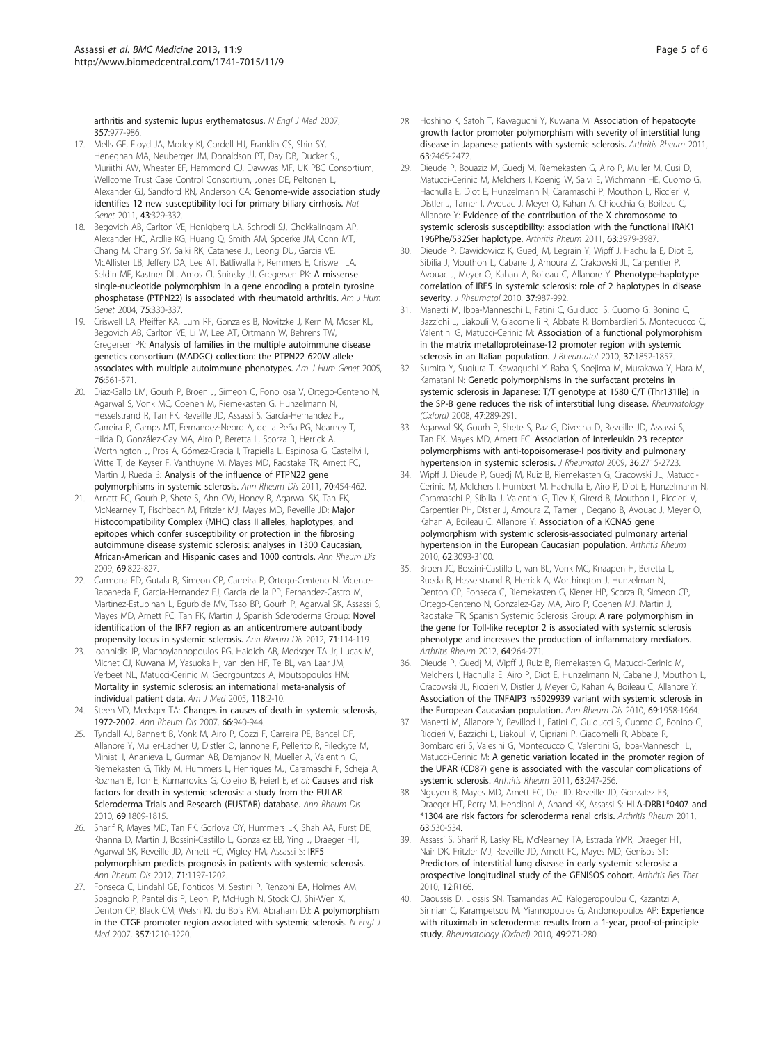arthritis and systemic lupus erythematosus. *N Engl J Med* 2007, **357**:977-986.

17. Mells GF, Floyd JA, Morley KI, Cordell HJ, Franklin CS, Shin SY, Heneghan MA, Neuberger JM, Donaldson PT, Day DB, Ducker SJ, Muriithi AW, Wheater EF, Hammond CJ, Dawwas MF, UK PBC Consortium, Wellcome Trust Case Control Consortium, Jones DE, Peltonen L, Alexander GJ, Sandford RN, Anderson CA: Genome-wide association study identifies 12 new susceptibility loci for primary biliary cirrhosis. *Nat Genet* 2011, **43**:329-332.
18. Begovich AB, Carlton VE, Honigberg LA, Schrodi SJ, Chokkalingam AP, Alexander HC, Ardlie KG, Huang Q, Smith AM, Spoerke JM, Conn MT, Chang M, Chang SY, Saiki RK, Catanese JJ, Leong DU, Garcia VE, McAllister LB, Jeffery DA, Lee AT, Batliwalla F, Remmers E, Criswell LA, Seldin MF, Kastner DL, Amos CI, Sninsky JJ, Gregersen PK: A missense single-nucleotide polymorphism in a gene encoding a protein tyrosine phosphatase (PTPN22) is associated with rheumatoid arthritis. *Am J Hum Genet* 2004, **75**:330-337.
19. Criswell LA, Pfeiffer KA, Lum RF, Gonzales B, Novitzke J, Kern M, Moser KL, Begovich AB, Carlton VE, Li W, Lee AT, Ortmann W, Behrens TW, Gregersen PK: Analysis of families in the multiple autoimmune disease genetics consortium (MADGC) collection: the PTPN22 620W allele associates with multiple autoimmune phenotypes. *Am J Hum Genet* 2005, **76**:561-571.
20. Diaz-Gallo LM, Gourh P, Broen J, Simeon C, Fonollosa V, Ortego-Centeno N, Agarwal S, Vonk MC, Coenen M, Riemekasten G, Hunzelmann N, Hesselstrand R, Tan FK, Reveille JD, Assassi S, García-Hernandez FJ, Carreira P, Camps MT, Fernandez-Nebro A, de la Peña PG, Nearney T, Hilda D, González-Gay MA, Airo P, Beretta L, Scorza R, Herrick A, Worthington J, Pros A, Gómez-Gracia I, Trapiella L, Espinosa G, Castellvi I, Witte T, de Keyser F, Vanthuyne M, Mayes MD, Radstake TR, Arnett FC, Martin J, Rueda B: Analysis of the influence of PTPN22 gene polymorphisms in systemic sclerosis. *Ann Rheum Dis* 2011, **70**:454-462.
21. Arnett FC, Gourh P, Shete S, Ahn CW, Honey R, Agarwal SK, Tan FK, McNearney T, Fischbach M, Fritzler MJ, Mayes MD, Reveille JD: Major Histocompatibility Complex (MHC) class II alleles, haplotypes, and epitopes which confer susceptibility or protection in the fibrosing autoimmune disease systemic sclerosis: analyses in 1300 Caucasian, African-American and Hispanic cases and 1000 controls. *Ann Rheum Dis* 2009, **69**:822-827.
22. Carmona FD, Gutala R, Simeon CP, Carreira P, Ortego-Centeno N, Vicente-Rabaneda E, Garcia-Hernandez FJ, Garcia de la PP, Fernandez-Castro M, Martinez-Estupinan L, Egurbide MV, Tsao BP, Gourh P, Agarwal SK, Assassi S, Mayes MD, Arnett FC, Tan FK, Martin J, Spanish Scleroderma Group: Novel identification of the IRF7 region as an anticentromere autoantibody propensity locus in systemic sclerosis. *Ann Rheum Dis* 2012, **71**:114-119.
23. Ioannidis JP, Vlachoyiannopoulos PG, Haidich AB, Medsger TA Jr, Lucas M, Michet CJ, Kuwana M, Yasuoka H, van den HF, Te BL, van Laar JM, Verbeet NL, Matucci-Cerinic M, Georgountzos A, Moutsopoulos HM: Mortality in systemic sclerosis: an international meta-analysis of individual patient data. *Am J Med* 2005, **118**:2-10.
24. Steen VD, Medsger TA: Changes in causes of death in systemic sclerosis, 1972-2002. *Ann Rheum Dis* 2007, **66**:940-944.
25. Tyndall AJ, Bannert B, Vonk M, Airo P, Cozzi F, Carreira PE, Bancel DF, Allanore Y, Muller-Ladner U, Distler O, Iannone F, Pellerito R, Pileckyte M, Miniati I, Ananieva L, Gurman AB, Damjanov N, Mueller A, Valentini G, Riemekasten G, Tikly M, Hummers L, Henriques MJ, Caramaschi P, Scheja A, Rozman B, Ton E, Kumanovics G, Coleiro B, Feierl E, *et al*: Causes and risk factors for death in systemic sclerosis: a study from the EULAR Scleroderma Trials and Research (EUSTAR) database. *Ann Rheum Dis* 2010, **69**:1809-1815.
26. Sharif R, Mayes MD, Tan FK, Gorlova OY, Hummers LK, Shah AA, Furst DE, Khanna D, Martin J, Bossini-Castillo L, Gonzalez EB, Ying J, Draeger HT, Agarwal SK, Reveille JD, Arnett FC, Wigley FM, Assassi S: IRF5 polymorphism predicts prognosis in patients with systemic sclerosis. *Ann Rheum Dis* 2012, **71**:1197-1202.
27. Fonseca C, Lindahl GE, Ponticos M, Sestini P, Renzoni EA, Holmes AM, Spagnolo P, Pantelidis P, Leoni P, McHugh N, Stock CJ, Shi-Wen X, Denton CP, Black CM, Welsh KI, du Bois RM, Abraham DJ: A polymorphism in the CTGF promoter region associated with systemic sclerosis. *N Engl J Med* 2007, **357**:1210-1220.
28. Hoshino K, Satoh T, Kawaguchi Y, Kuwana M: Association of hepatocyte growth factor promoter polymorphism with severity of interstitial lung disease in Japanese patients with systemic sclerosis. *Arthritis Rheum* 2011, **63**:2465-2472.
29. Dieude P, Bouaziz M, Guedj M, Riemekasten G, Airo P, Muller M, Cusi D, Matucci-Cerinic M, Melchers I, Koenig W, Salvi E, Wichmann HE, Cuomo G, Hachulla E, Diot E, Hunzelmann N, Caramaschi P, Mouthon L, Riccieri V, Distler J, Tarner I, Avouac J, Meyer O, Kahan A, Chiocchia G, Boileau C, Allanore Y: Evidence of the contribution of the X chromosome to systemic sclerosis susceptibility: association with the functional IRAK1 196Phe/532Ser haplotype. *Arthritis Rheum* 2011, **63**:3979-3987.
30. Dieude P, Dawidowicz K, Guedj M, Legrain Y, Wipff J, Hachulla E, Diot E, Sibilia J, Mouthon L, Cabane J, Amoura Z, Crakowski JL, Carpentier P, Avouac J, Meyer O, Kahan A, Boileau C, Allanore Y: Phenotype-haplotype correlation of IRF5 in systemic sclerosis: role of 2 haplotypes in disease severity. *J Rheumatol* 2010, **37**:987-992.
31. Manetti M, Ibba-Manneschi L, Fatini C, Guiducci S, Cuomo G, Bonino C, Bazzichi L, Liakouli V, Giacomelli R, Abbate R, Bombardieri S, Montecucco C, Valentini G, Matucci-Cerinic M: Association of a functional polymorphism in the matrix metalloproteinase-12 promoter region with systemic sclerosis in an Italian population. *J Rheumatol* 2010, **37**:1852-1857.
32. Sumita Y, Sugiura T, Kawaguchi Y, Baba S, Soejima M, Murakawa Y, Hara M, Kamatani N: Genetic polymorphisms in the surfactant proteins in systemic sclerosis in Japanese: T/T genotype at 1580 C/T (Thr131Ile) in the SP-B gene reduces the risk of interstitial lung disease. *Rheumatology (Oxford)* 2008, **47**:289-291.
33. Agarwal SK, Gourh P, Shete S, Paz G, Divecha D, Reveille JD, Assassi S, Tan FK, Mayes MD, Arnett FC: Association of interleukin 23 receptor polymorphisms with anti-topoisomerase-I positivity and pulmonary hypertension in systemic sclerosis. *J Rheumatol* 2009, **36**:2715-2723.
34. Wipff J, Dieude P, Guedj M, Ruiz B, Riemekasten G, Cracowski JL, Matucci-Cerinic M, Melchers I, Humbert M, Hachulla E, Airo P, Diot E, Hunzelmann N, Caramaschi P, Sibilia J, Valentini G, Tiev K, Girerd B, Mouthon L, Riccieri V, Carpentier PH, Distler J, Amoura Z, Tarner I, Degano B, Avouac J, Meyer O, Kahan A, Boileau C, Allanore Y: Association of a KCNA5 gene polymorphism with systemic sclerosis-associated pulmonary arterial hypertension in the European Caucasian population. *Arthritis Rheum* 2010, **62**:3093-3100.
35. Broen JC, Bossini-Castillo L, van BL, Vonk MC, Knaapen H, Beretta L, Rueda B, Hesselstrand R, Herrick A, Worthington J, Hunzelman N, Denton CP, Fonseca C, Riemekasten G, Kiener HP, Scorza R, Simeon CP, Ortego-Centeno N, Gonzalez-Gay MA, Airo P, Coenen MJ, Martin J, Radstake TR, Spanish Systemic Sclerosis Group: A rare polymorphism in the gene for Toll-like receptor 2 is associated with systemic sclerosis phenotype and increases the production of inflammatory mediators. *Arthritis Rheum* 2012, **64**:264-271.
36. Dieude P, Guedj M, Wipff J, Ruiz B, Riemekasten G, Matucci-Cerinic M, Melchers I, Hachulla E, Airo P, Diot E, Hunzelmann N, Cabane J, Mouthon L, Cracowski JL, Riccieri V, Distler J, Meyer O, Kahan A, Boileau C, Allanore Y: Association of the TNFAIP3 rs5029939 variant with systemic sclerosis in the European Caucasian population. *Ann Rheum Dis* 2010, **69**:1958-1964.
37. Manetti M, Allanore Y, Revillod L, Fatini C, Guiducci S, Cuomo G, Bonino C, Riccieri V, Bazzichi L, Liakouli V, Cipriani P, Giacomelli R, Abbate R, Bombardieri S, Valesini G, Montecucco C, Valentini G, Ibba-Manneschi L, Matucci-Cerinic M: A genetic variation located in the promoter region of the UPAR (CD87) gene is associated with the vascular complications of systemic sclerosis. *Arthritis Rheum* 2011, **63**:247-256.
38. Nguyen B, Mayes MD, Arnett FC, Del JD, Reveille JD, Gonzalez EB, Draeger HT, Perry M, Hendiani A, Anand KK, Assassi S: HLA-DRB1*0407 and *1304 are risk factors for scleroderma renal crisis. *Arthritis Rheum* 2011, **63**:530-534.
39. Assassi S, Sharif R, Lasky RE, McNearney TA, Estrada YMR, Draeger HT, Nair DK, Fritzler MJ, Reveille JD, Arnett FC, Mayes MD, Genisos ST: Predictors of interstitial lung disease in early systemic sclerosis: a prospective longitudinal study of the GENISOS cohort. *Arthritis Res Ther* 2010, **12**:R166.
40. Daoussis D, Liossis SN, Tsamandas AC, Kalogeropoulou C, Kazantzi A, Sirinian C, Karampetsou M, Yiannopoulos G, Andonopoulos AP: Experience with rituximab in scleroderma: results from a 1-year, proof-of-principle study. *Rheumatology (Oxford)* 2010, **49**:271-280.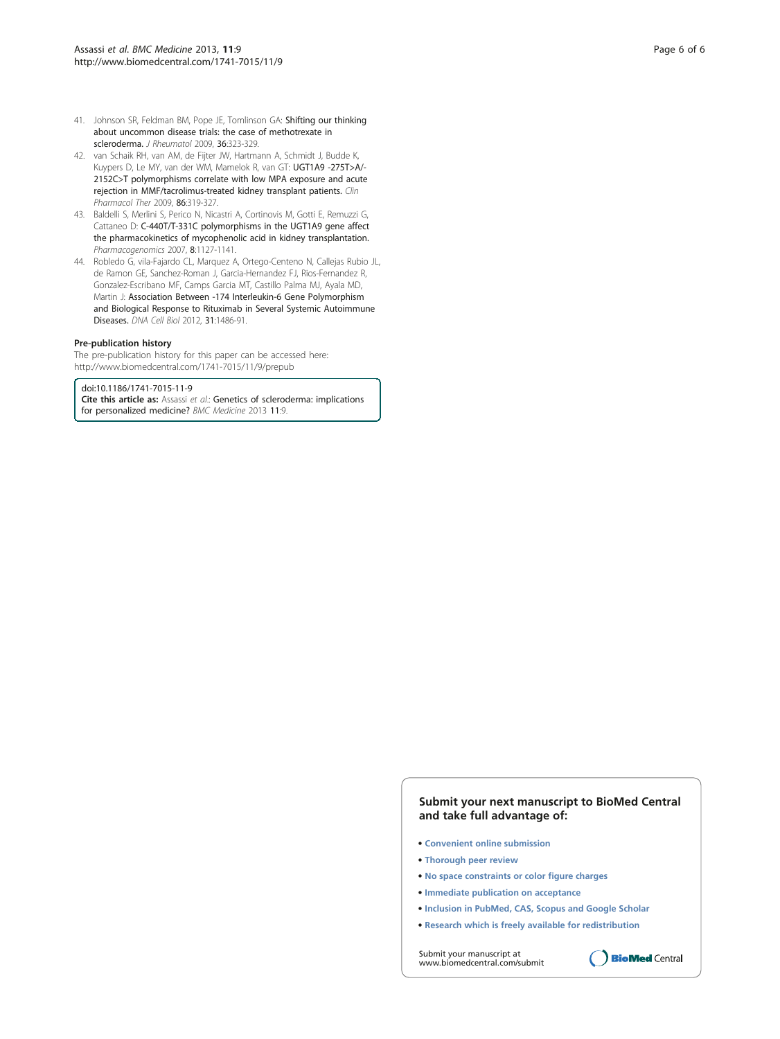41. Johnson SR, Feldman BM, Pope JE, Tomlinson GA: **Shifting our thinking about uncommon disease trials: the case of methotrexate in scleroderma.** *J Rheumatol* 2009, **36**:323-329.
42. van Schaik RH, van AM, de Fijter JW, Hartmann A, Schmidt J, Budde K, Kuypers D, Le MY, van der WM, Mamelok R, van GT: **UGT1A9 -275T>A/-2152C>T polymorphisms correlate with low MPA exposure and acute rejection in MMF/tacrolimus-treated kidney transplant patients.** *Clin Pharmacol Ther* 2009, **86**:319-327.
43. Baldelli S, Merlini S, Perico N, Nicastri A, Cortinovis M, Gotti E, Remuzzi G, Cattaneo D: **C-440T/T-331C polymorphisms in the UGT1A9 gene affect the pharmacokinetics of mycophenolic acid in kidney transplantation.** *Pharmacogenomics* 2007, **8**:1127-1141.
44. Robledo G, vila-Fajardo CL, Marquez A, Ortego-Centeno N, Callejas Rubio JL, de Ramon GE, Sanchez-Roman J, Garcia-Hernandez FJ, Rios-Fernandez R, Gonzalez-Escribano MF, Camps Garcia MT, Castillo Palma MJ, Ayala MD, Martin J: **Association Between -174 Interleukin-6 Gene Polymorphism and Biological Response to Rituximab in Several Systemic Autoimmune Diseases.** *DNA Cell Biol* 2012, **31**:1486-91.

### Pre-publication history

The pre-publication history for this paper can be accessed here: http://www.biomedcentral.com/1741-7015/11/9/prepub

doi:10.1186/1741-7015-11-9
**Cite this article as:** Assassi *et al.*: Genetics of scleroderma: implications for personalized medicine? *BMC Medicine* 2013 **11**:9.

**Submit your next manuscript to BioMed Central and take full advantage of:**

- Convenient online submission
- Thorough peer review
- No space constraints or color figure charges
- Immediate publication on acceptance
- Inclusion in PubMed, CAS, Scopus and Google Scholar
- Research which is freely available for redistribution

Submit your manuscript at www.biomedcentral.com/submit

BioMed Central